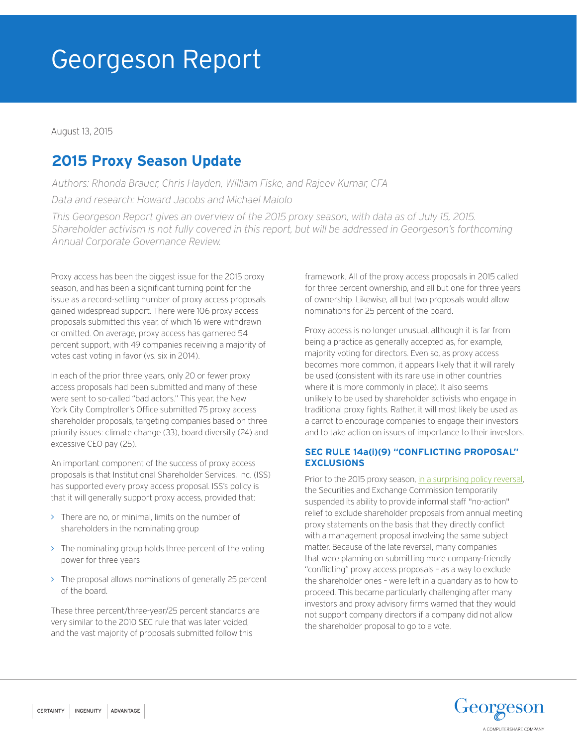# Georgeson Report

August 13, 2015

## 2015 Proxy Season Update

*Authors: Rhonda Brauer, Chris Hayden, William Fiske, and Rajeev Kumar, CFA*

*Data and research: Howard Jacobs and Michael Maiolo*

*This Georgeson Report gives an overview of the 2015 proxy season, with data as of July 15, 2015. Shareholder activism is not fully covered in this report, but will be addressed in Georgeson's forthcoming Annual Corporate Governance Review.*

Proxy access has been the biggest issue for the 2015 proxy season, and has been a significant turning point for the issue as a record-setting number of proxy access proposals gained widespread support. There were 106 proxy access proposals submitted this year, of which 16 were withdrawn or omitted. On average, proxy access has garnered 54 percent support, with 49 companies receiving a majority of votes cast voting in favor (vs. six in 2014).

In each of the prior three years, only 20 or fewer proxy access proposals had been submitted and many of these were sent to so-called "bad actors." This year, the New York City Comptroller's Office submitted 75 proxy access shareholder proposals, targeting companies based on three priority issues: climate change (33), board diversity (24) and excessive CEO pay (25).

An important component of the success of proxy access proposals is that Institutional Shareholder Services, Inc. (ISS) has supported every proxy access proposal. ISS's policy is that it will generally support proxy access, provided that:

- There are no, or minimal, limits on the number of shareholders in the nominating group
- The nominating group holds three percent of the voting power for three years
- The proposal allows nominations of generally 25 percent of the board.

These three percent/three-year/25 percent standards are very similar to the 2010 SEC rule that was later voided, and the vast majority of proposals submitted follow this framework. All of the proxy access proposals in 2015 called for three percent ownership, and all but one for three years of ownership. Likewise, all but two proposals would allow nominations for 25 percent of the board.

Proxy access is no longer unusual, although it is far from being a practice as generally accepted as, for example, majority voting for directors. Even so, as proxy access becomes more common, it appears likely that it will rarely be used (consistent with its rare use in other countries where it is more commonly in place). It also seems unlikely to be used by shareholder activists who engage in traditional proxy fights. Rather, it will most likely be used as a carrot to encourage companies to engage their investors and to take action on issues of importance to their investors.

### SEC RULE 14a(i)(9) "CONFLICTING PROPOSAL" EXCLUSIONS

Prior to the 2015 proxy season, in a surprising policy reversal, the Securities and Exchange Commission temporarily suspended its ability to provide informal staff "no-action" relief to exclude shareholder proposals from annual meeting proxy statements on the basis that they directly conflict with a management proposal involving the same subject matter. Because of the late reversal, many companies that were planning on submitting more company-friendly "conflicting" proxy access proposals – as a way to exclude the shareholder ones – were left in a quandary as to how to proceed. This became particularly challenging after many investors and proxy advisory firms warned that they would not support company directors if a company did not allow the shareholder proposal to go to a vote.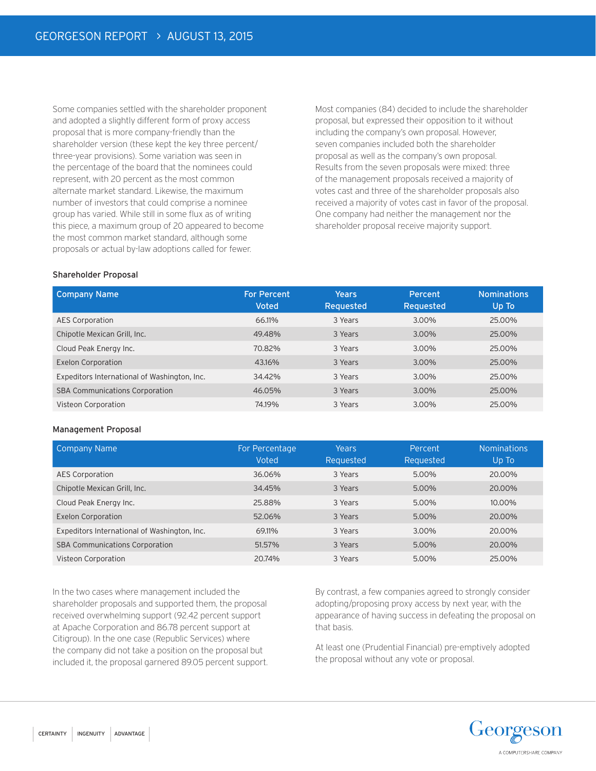Some companies settled with the shareholder proponent and adopted a slightly different form of proxy access proposal that is more company-friendly than the shareholder version (these kept the key three percent/three-year provisions). Some variation was seen in the percentage of the board that the nominees could represent, with 20 percent as the most common alternate market standard. Likewise, the maximum number of investors that could comprise a nominee group has varied. While still in some flux as of writing this piece, a maximum group of 20 appeared to become the most common market standard, although some proposals or actual by-law adoptions called for fewer.

Most companies (84) decided to include the shareholder proposal, but expressed their opposition to it without including the company's own proposal. However, seven companies included both the shareholder proposal as well as the company's own proposal. Results from the seven proposals were mixed: three of the management proposals received a majority of votes cast and three of the shareholder proposals also received a majority of votes cast in favor of the proposal. One company had neither the management nor the shareholder proposal receive majority support.

**Shareholder Proposal**

| Company Name | For Percent Voted | Years Requested | Percent Requested | Nominations Up To |
|---|---|---|---|---|
| AES Corporation | 66.11% | 3 Years | 3.00% | 25.00% |
| Chipotle Mexican Grill, Inc. | 49.48% | 3 Years | 3.00% | 25.00% |
| Cloud Peak Energy Inc. | 70.82% | 3 Years | 3.00% | 25.00% |
| Exelon Corporation | 43.16% | 3 Years | 3.00% | 25.00% |
| Expeditors International of Washington, Inc. | 34.42% | 3 Years | 3.00% | 25.00% |
| SBA Communications Corporation | 46.05% | 3 Years | 3.00% | 25.00% |
| Visteon Corporation | 74.19% | 3 Years | 3.00% | 25.00% |

**Management Proposal**

| Company Name | For Percentage Voted | Years Requested | Percent Requested | Nominations Up To |
|---|---|---|---|---|
| AES Corporation | 36.06% | 3 Years | 5.00% | 20.00% |
| Chipotle Mexican Grill, Inc. | 34.45% | 3 Years | 5.00% | 20.00% |
| Cloud Peak Energy Inc. | 25.88% | 3 Years | 5.00% | 10.00% |
| Exelon Corporation | 52.06% | 3 Years | 5.00% | 20.00% |
| Expeditors International of Washington, Inc. | 69.11% | 3 Years | 3.00% | 20.00% |
| SBA Communications Corporation | 51.57% | 3 Years | 5.00% | 20.00% |
| Visteon Corporation | 20.74% | 3 Years | 5.00% | 25.00% |

In the two cases where management included the shareholder proposals and supported them, the proposal received overwhelming support (92.42 percent support at Apache Corporation and 86.78 percent support at Citigroup). In the one case (Republic Services) where the company did not take a position on the proposal but included it, the proposal garnered 89.05 percent support.

By contrast, a few companies agreed to strongly consider adopting/proposing proxy access by next year, with the appearance of having success in defeating the proposal on that basis.

At least one (Prudential Financial) pre-emptively adopted the proposal without any vote or proposal.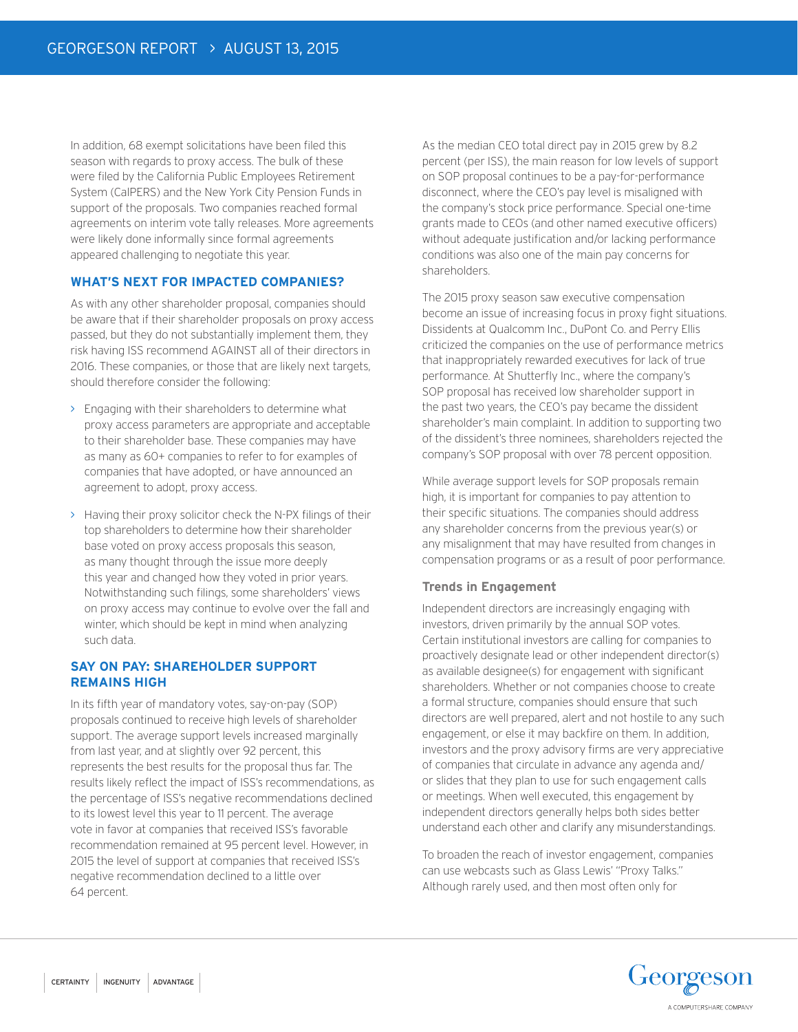In addition, 68 exempt solicitations have been filed this season with regards to proxy access. The bulk of these were filed by the California Public Employees Retirement System (CalPERS) and the New York City Pension Funds in support of the proposals. Two companies reached formal agreements on interim vote tally releases. More agreements were likely done informally since formal agreements appeared challenging to negotiate this year.

## WHAT'S NEXT FOR IMPACTED COMPANIES?

As with any other shareholder proposal, companies should be aware that if their shareholder proposals on proxy access passed, but they do not substantially implement them, they risk having ISS recommend AGAINST all of their directors in 2016. These companies, or those that are likely next targets, should therefore consider the following:

- Engaging with their shareholders to determine what proxy access parameters are appropriate and acceptable to their shareholder base. These companies may have as many as 60+ companies to refer to for examples of companies that have adopted, or have announced an agreement to adopt, proxy access.
- Having their proxy solicitor check the N-PX filings of their top shareholders to determine how their shareholder base voted on proxy access proposals this season, as many thought through the issue more deeply this year and changed how they voted in prior years. Notwithstanding such filings, some shareholders' views on proxy access may continue to evolve over the fall and winter, which should be kept in mind when analyzing such data.

## SAY ON PAY: SHAREHOLDER SUPPORT REMAINS HIGH

In its fifth year of mandatory votes, say-on-pay (SOP) proposals continued to receive high levels of shareholder support. The average support levels increased marginally from last year, and at slightly over 92 percent, this represents the best results for the proposal thus far. The results likely reflect the impact of ISS's recommendations, as the percentage of ISS's negative recommendations declined to its lowest level this year to 11 percent. The average vote in favor at companies that received ISS's favorable recommendation remained at 95 percent level. However, in 2015 the level of support at companies that received ISS's negative recommendation declined to a little over 64 percent.

As the median CEO total direct pay in 2015 grew by 8.2 percent (per ISS), the main reason for low levels of support on SOP proposal continues to be a pay-for-performance disconnect, where the CEO's pay level is misaligned with the company's stock price performance. Special one-time grants made to CEOs (and other named executive officers) without adequate justification and/or lacking performance conditions was also one of the main pay concerns for shareholders.

The 2015 proxy season saw executive compensation become an issue of increasing focus in proxy fight situations. Dissidents at Qualcomm Inc., DuPont Co. and Perry Ellis criticized the companies on the use of performance metrics that inappropriately rewarded executives for lack of true performance. At Shutterfly Inc., where the company's SOP proposal has received low shareholder support in the past two years, the CEO's pay became the dissident shareholder's main complaint. In addition to supporting two of the dissident's three nominees, shareholders rejected the company's SOP proposal with over 78 percent opposition.

While average support levels for SOP proposals remain high, it is important for companies to pay attention to their specific situations. The companies should address any shareholder concerns from the previous year(s) or any misalignment that may have resulted from changes in compensation programs or as a result of poor performance.

### Trends in Engagement

Independent directors are increasingly engaging with investors, driven primarily by the annual SOP votes. Certain institutional investors are calling for companies to proactively designate lead or other independent director(s) as available designee(s) for engagement with significant shareholders. Whether or not companies choose to create a formal structure, companies should ensure that such directors are well prepared, alert and not hostile to any such engagement, or else it may backfire on them. In addition, investors and the proxy advisory firms are very appreciative of companies that circulate in advance any agenda and/or slides that they plan to use for such engagement calls or meetings. When well executed, this engagement by independent directors generally helps both sides better understand each other and clarify any misunderstandings.

To broaden the reach of investor engagement, companies can use webcasts such as Glass Lewis' "Proxy Talks." Although rarely used, and then most often only for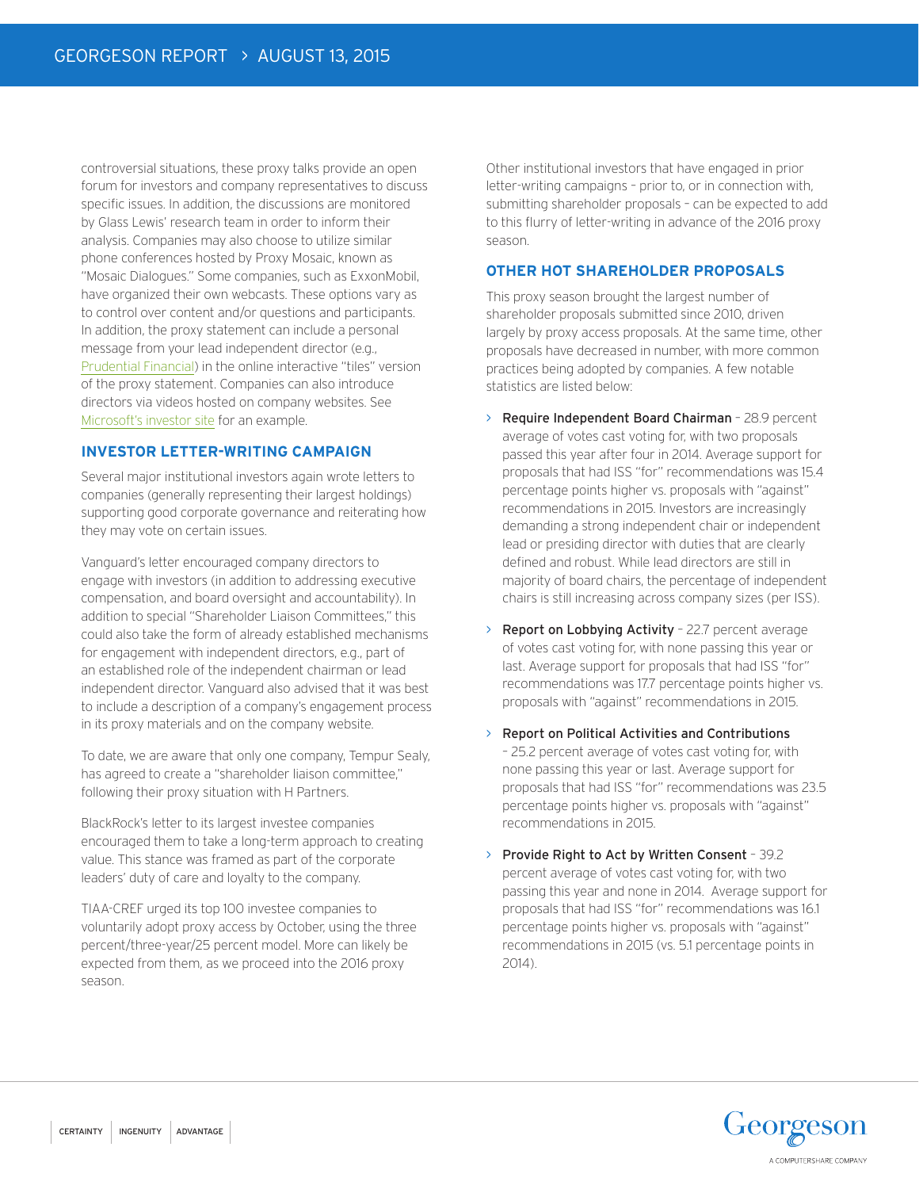controversial situations, these proxy talks provide an open forum for investors and company representatives to discuss specific issues. In addition, the discussions are monitored by Glass Lewis' research team in order to inform their analysis. Companies may also choose to utilize similar phone conferences hosted by Proxy Mosaic, known as "Mosaic Dialogues." Some companies, such as ExxonMobil, have organized their own webcasts. These options vary as to control over content and/or questions and participants. In addition, the proxy statement can include a personal message from your lead independent director (e.g., Prudential Financial) in the online interactive "tiles" version of the proxy statement. Companies can also introduce directors via videos hosted on company websites. See Microsoft's investor site for an example.

## INVESTOR LETTER-WRITING CAMPAIGN

Several major institutional investors again wrote letters to companies (generally representing their largest holdings) supporting good corporate governance and reiterating how they may vote on certain issues.

Vanguard's letter encouraged company directors to engage with investors (in addition to addressing executive compensation, and board oversight and accountability). In addition to special "Shareholder Liaison Committees," this could also take the form of already established mechanisms for engagement with independent directors, e.g., part of an established role of the independent chairman or lead independent director. Vanguard also advised that it was best to include a description of a company's engagement process in its proxy materials and on the company website.

To date, we are aware that only one company, Tempur Sealy, has agreed to create a "shareholder liaison committee," following their proxy situation with H Partners.

BlackRock's letter to its largest investee companies encouraged them to take a long-term approach to creating value. This stance was framed as part of the corporate leaders' duty of care and loyalty to the company.

TIAA-CREF urged its top 100 investee companies to voluntarily adopt proxy access by October, using the three percent/three-year/25 percent model. More can likely be expected from them, as we proceed into the 2016 proxy season.

Other institutional investors that have engaged in prior letter-writing campaigns – prior to, or in connection with, submitting shareholder proposals – can be expected to add to this flurry of letter-writing in advance of the 2016 proxy season.

## OTHER HOT SHAREHOLDER PROPOSALS

This proxy season brought the largest number of shareholder proposals submitted since 2010, driven largely by proxy access proposals. At the same time, other proposals have decreased in number, with more common practices being adopted by companies. A few notable statistics are listed below:

- Require Independent Board Chairman – 28.9 percent average of votes cast voting for, with two proposals passed this year after four in 2014. Average support for proposals that had ISS "for" recommendations was 15.4 percentage points higher vs. proposals with "against" recommendations in 2015. Investors are increasingly demanding a strong independent chair or independent lead or presiding director with duties that are clearly defined and robust. While lead directors are still in majority of board chairs, the percentage of independent chairs is still increasing across company sizes (per ISS).
- Report on Lobbying Activity – 22.7 percent average of votes cast voting for, with none passing this year or last. Average support for proposals that had ISS "for" recommendations was 17.7 percentage points higher vs. proposals with "against" recommendations in 2015.
- Report on Political Activities and Contributions – 25.2 percent average of votes cast voting for, with none passing this year or last. Average support for proposals that had ISS "for" recommendations was 23.5 percentage points higher vs. proposals with "against" recommendations in 2015.
- Provide Right to Act by Written Consent – 39.2 percent average of votes cast voting for, with two passing this year and none in 2014. Average support for proposals that had ISS "for" recommendations was 16.1 percentage points higher vs. proposals with "against" recommendations in 2015 (vs. 5.1 percentage points in 2014).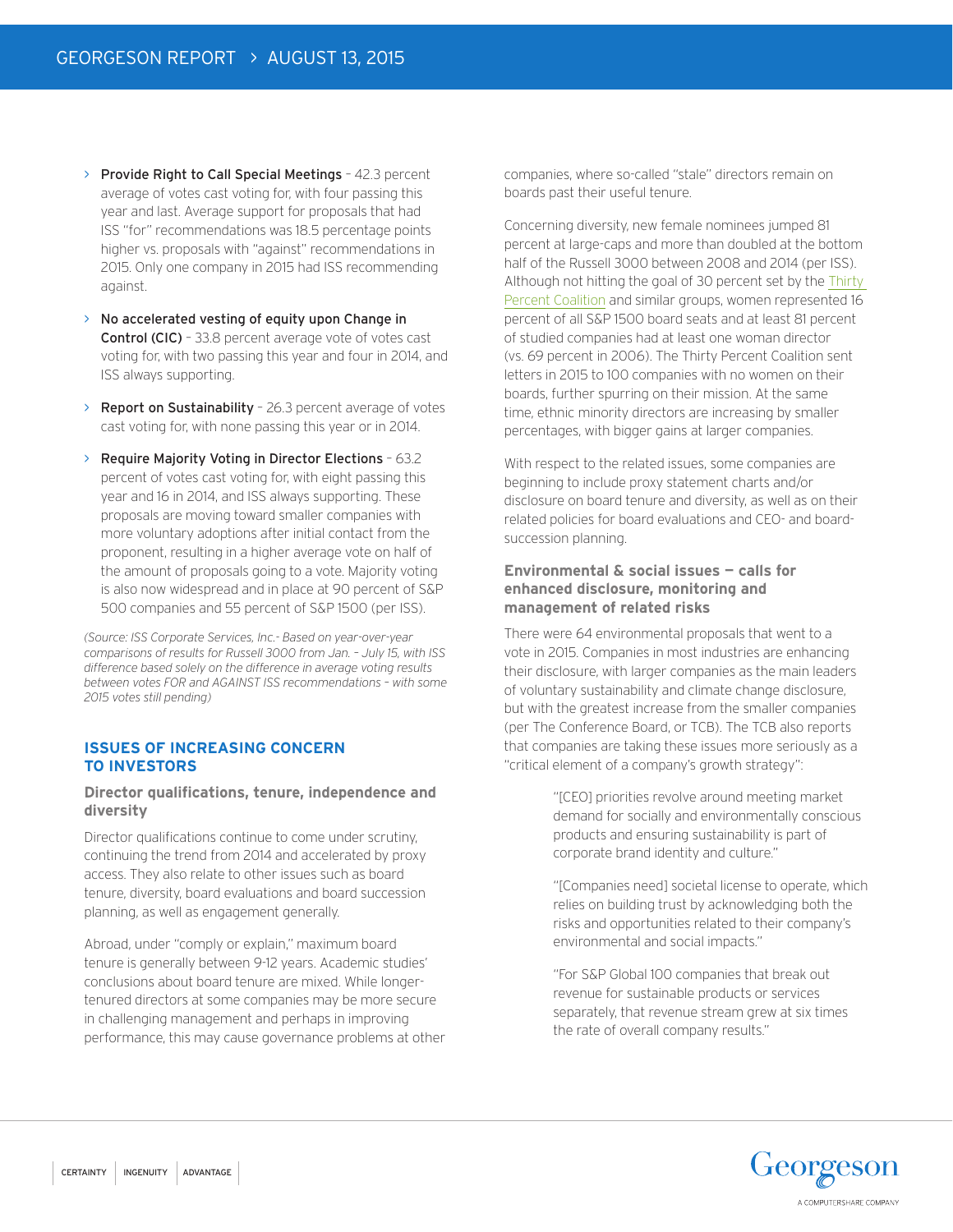- **Provide Right to Call Special Meetings** – 42.3 percent average of votes cast voting for, with four passing this year and last. Average support for proposals that had ISS "for" recommendations was 18.5 percentage points higher vs. proposals with "against" recommendations in 2015. Only one company in 2015 had ISS recommending against.
- **No accelerated vesting of equity upon Change in Control (CIC)** – 33.8 percent average vote of votes cast voting for, with two passing this year and four in 2014, and ISS always supporting.
- **Report on Sustainability** – 26.3 percent average of votes cast voting for, with none passing this year or in 2014.
- **Require Majority Voting in Director Elections** – 63.2 percent of votes cast voting for, with eight passing this year and 16 in 2014, and ISS always supporting. These proposals are moving toward smaller companies with more voluntary adoptions after initial contact from the proponent, resulting in a higher average vote on half of the amount of proposals going to a vote. Majority voting is also now widespread and in place at 90 percent of S&P 500 companies and 55 percent of S&P 1500 (per ISS).

*(Source: ISS Corporate Services, Inc.- Based on year-over-year comparisons of results for Russell 3000 from Jan. - July 15, with ISS difference based solely on the difference in average voting results between votes FOR and AGAINST ISS recommendations – with some 2015 votes still pending)*

## ISSUES OF INCREASING CONCERN TO INVESTORS

### Director qualifications, tenure, independence and diversity

Director qualifications continue to come under scrutiny, continuing the trend from 2014 and accelerated by proxy access. They also relate to other issues such as board tenure, diversity, board evaluations and board succession planning, as well as engagement generally.

Abroad, under "comply or explain," maximum board tenure is generally between 9-12 years. Academic studies' conclusions about board tenure are mixed. While longer-tenured directors at some companies may be more secure in challenging management and perhaps in improving performance, this may cause governance problems at other companies, where so-called "stale" directors remain on boards past their useful tenure.

Concerning diversity, new female nominees jumped 81 percent at large-caps and more than doubled at the bottom half of the Russell 3000 between 2008 and 2014 (per ISS). Although not hitting the goal of 30 percent set by the Thirty Percent Coalition and similar groups, women represented 16 percent of all S&P 1500 board seats and at least 81 percent of studied companies had at least one woman director (vs. 69 percent in 2006). The Thirty Percent Coalition sent letters in 2015 to 100 companies with no women on their boards, further spurring on their mission. At the same time, ethnic minority directors are increasing by smaller percentages, with bigger gains at larger companies.

With respect to the related issues, some companies are beginning to include proxy statement charts and/or disclosure on board tenure and diversity, as well as on their related policies for board evaluations and CEO- and board-succession planning.

### Environmental & social issues — calls for enhanced disclosure, monitoring and management of related risks

There were 64 environmental proposals that went to a vote in 2015. Companies in most industries are enhancing their disclosure, with larger companies as the main leaders of voluntary sustainability and climate change disclosure, but with the greatest increase from the smaller companies (per The Conference Board, or TCB). The TCB also reports that companies are taking these issues more seriously as a "critical element of a company's growth strategy":

> "[CEO] priorities revolve around meeting market demand for socially and environmentally conscious products and ensuring sustainability is part of corporate brand identity and culture."
>
> "[Companies need] societal license to operate, which relies on building trust by acknowledging both the risks and opportunities related to their company's environmental and social impacts."
>
> "For S&P Global 100 companies that break out revenue for sustainable products or services separately, that revenue stream grew at six times the rate of overall company results."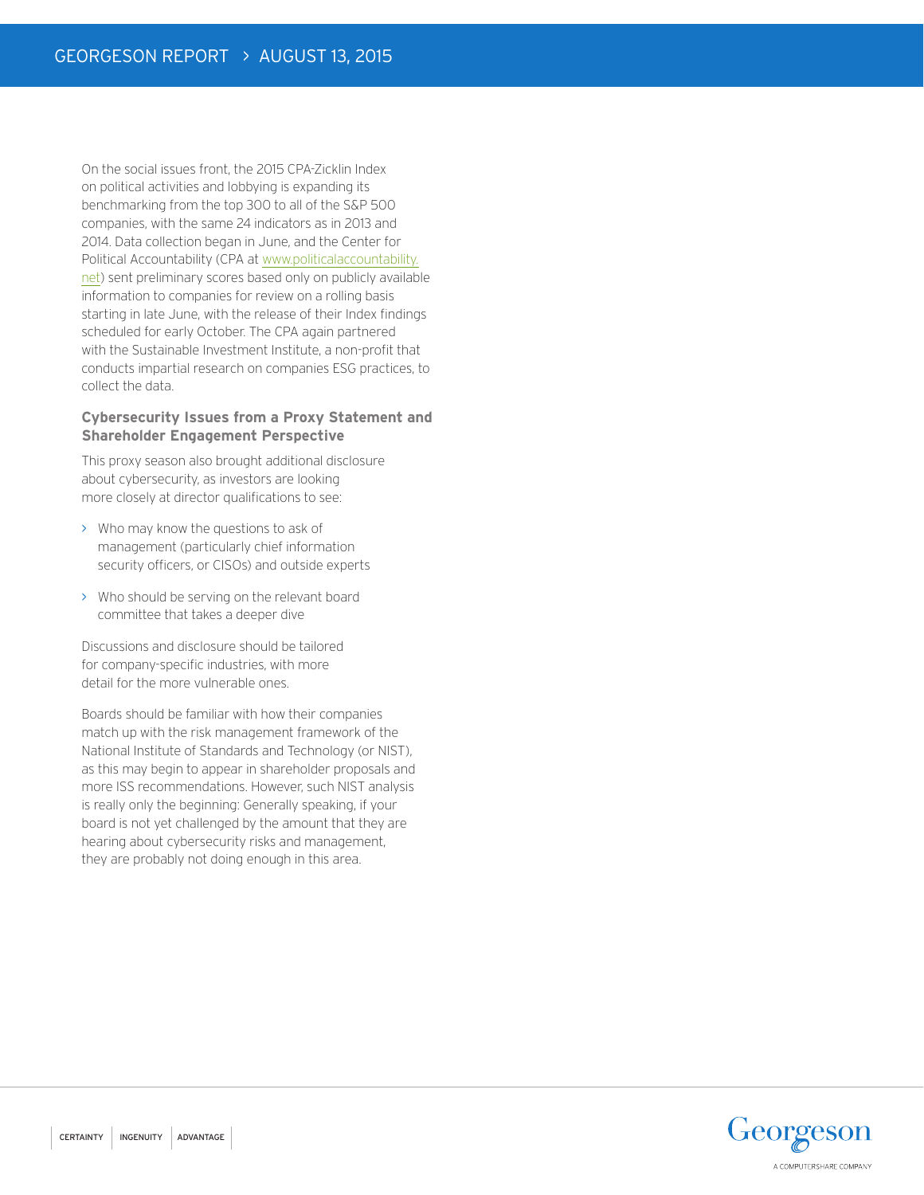On the social issues front, the 2015 CPA-Zicklin Index on political activities and lobbying is expanding its benchmarking from the top 300 to all of the S&P 500 companies, with the same 24 indicators as in 2013 and 2014. Data collection began in June, and the Center for Political Accountability (CPA at www.politicalaccountability.net) sent preliminary scores based only on publicly available information to companies for review on a rolling basis starting in late June, with the release of their Index findings scheduled for early October. The CPA again partnered with the Sustainable Investment Institute, a non-profit that conducts impartial research on companies ESG practices, to collect the data.

### Cybersecurity Issues from a Proxy Statement and Shareholder Engagement Perspective

This proxy season also brought additional disclosure about cybersecurity, as investors are looking more closely at director qualifications to see:

- Who may know the questions to ask of management (particularly chief information security officers, or CISOs) and outside experts
- Who should be serving on the relevant board committee that takes a deeper dive

Discussions and disclosure should be tailored for company-specific industries, with more detail for the more vulnerable ones.

Boards should be familiar with how their companies match up with the risk management framework of the National Institute of Standards and Technology (or NIST), as this may begin to appear in shareholder proposals and more ISS recommendations. However, such NIST analysis is really only the beginning: Generally speaking, if your board is not yet challenged by the amount that they are hearing about cybersecurity risks and management, they are probably not doing enough in this area.